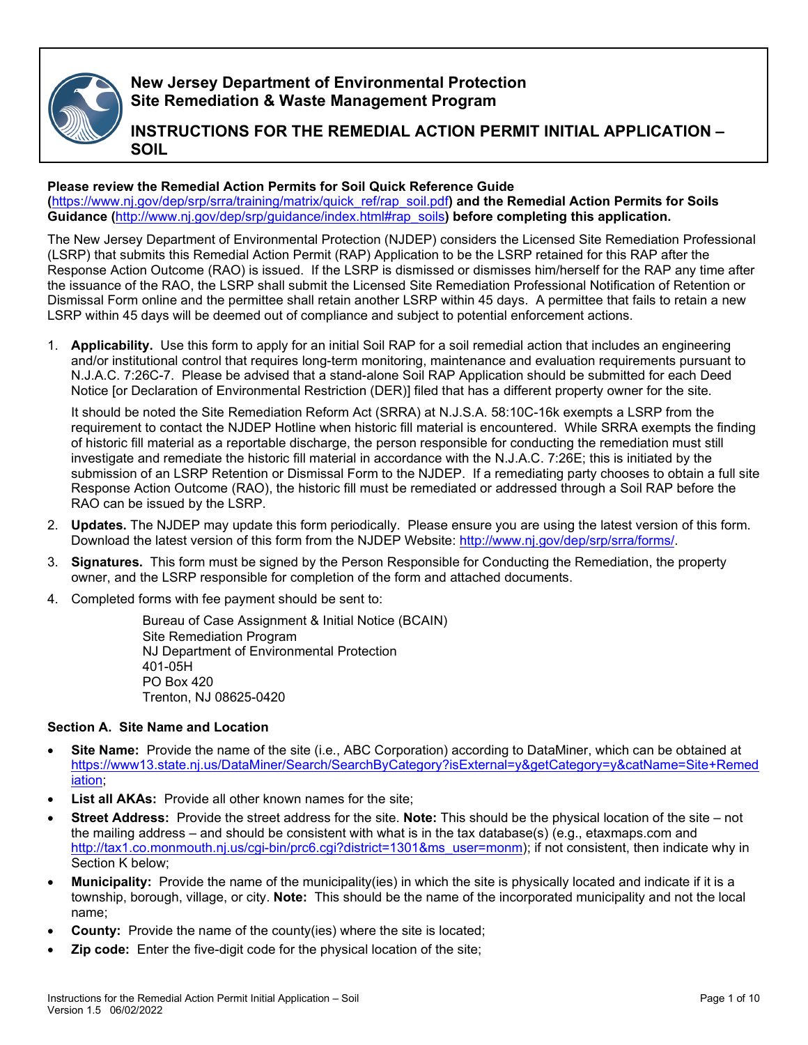# New Jersey Department of Environmental Protection
# Site Remediation & Waste Management Program

## INSTRUCTIONS FOR THE REMEDIAL ACTION PERMIT INITIAL APPLICATION – SOIL

**Please review the Remedial Action Permits for Soil Quick Reference Guide (https://www.nj.gov/dep/srp/srra/training/matrix/quick_ref/rap_soil.pdf) and the Remedial Action Permits for Soils Guidance (http://www.nj.gov/dep/srp/guidance/index.html#rap_soils) before completing this application.**

The New Jersey Department of Environmental Protection (NJDEP) considers the Licensed Site Remediation Professional (LSRP) that submits this Remedial Action Permit (RAP) Application to be the LSRP retained for this RAP after the Response Action Outcome (RAO) is issued. If the LSRP is dismissed or dismisses him/herself for the RAP any time after the issuance of the RAO, the LSRP shall submit the Licensed Site Remediation Professional Notification of Retention or Dismissal Form online and the permittee shall retain another LSRP within 45 days. A permittee that fails to retain a new LSRP within 45 days will be deemed out of compliance and subject to potential enforcement actions.

1. **Applicability.** Use this form to apply for an initial Soil RAP for a soil remedial action that includes an engineering and/or institutional control that requires long-term monitoring, maintenance and evaluation requirements pursuant to N.J.A.C. 7:26C-7. Please be advised that a stand-alone Soil RAP Application should be submitted for each Deed Notice [or Declaration of Environmental Restriction (DER)] filed that has a different property owner for the site.

   It should be noted the Site Remediation Reform Act (SRRA) at N.J.S.A. 58:10C-16k exempts a LSRP from the requirement to contact the NJDEP Hotline when historic fill material is encountered. While SRRA exempts the finding of historic fill material as a reportable discharge, the person responsible for conducting the remediation must still investigate and remediate the historic fill material in accordance with the N.J.A.C. 7:26E; this is initiated by the submission of an LSRP Retention or Dismissal Form to the NJDEP. If a remediating party chooses to obtain a full site Response Action Outcome (RAO), the historic fill must be remediated or addressed through a Soil RAP before the RAO can be issued by the LSRP.

2. **Updates.** The NJDEP may update this form periodically. Please ensure you are using the latest version of this form. Download the latest version of this form from the NJDEP Website: http://www.nj.gov/dep/srp/srra/forms/.

3. **Signatures.** This form must be signed by the Person Responsible for Conducting the Remediation, the property owner, and the LSRP responsible for completion of the form and attached documents.

4. Completed forms with fee payment should be sent to:

   Bureau of Case Assignment & Initial Notice (BCAIN)
   Site Remediation Program
   NJ Department of Environmental Protection
   401-05H
   PO Box 420
   Trenton, NJ 08625-0420

### Section A. Site Name and Location

- **Site Name:** Provide the name of the site (i.e., ABC Corporation) according to DataMiner, which can be obtained at https://www13.state.nj.us/DataMiner/Search/SearchByCategory?isExternal=y&getCategory=y&catName=Site+Remediation;
- **List all AKAs:** Provide all other known names for the site;
- **Street Address:** Provide the street address for the site. **Note:** This should be the physical location of the site – not the mailing address – and should be consistent with what is in the tax database(s) (e.g., etaxmaps.com and http://tax1.co.monmouth.nj.us/cgi-bin/prc6.cgi?district=1301&ms_user=monm); if not consistent, then indicate why in Section K below;
- **Municipality:** Provide the name of the municipality(ies) in which the site is physically located and indicate if it is a township, borough, village, or city. **Note:** This should be the name of the incorporated municipality and not the local name;
- **County:** Provide the name of the county(ies) where the site is located;
- **Zip code:** Enter the five-digit code for the physical location of the site;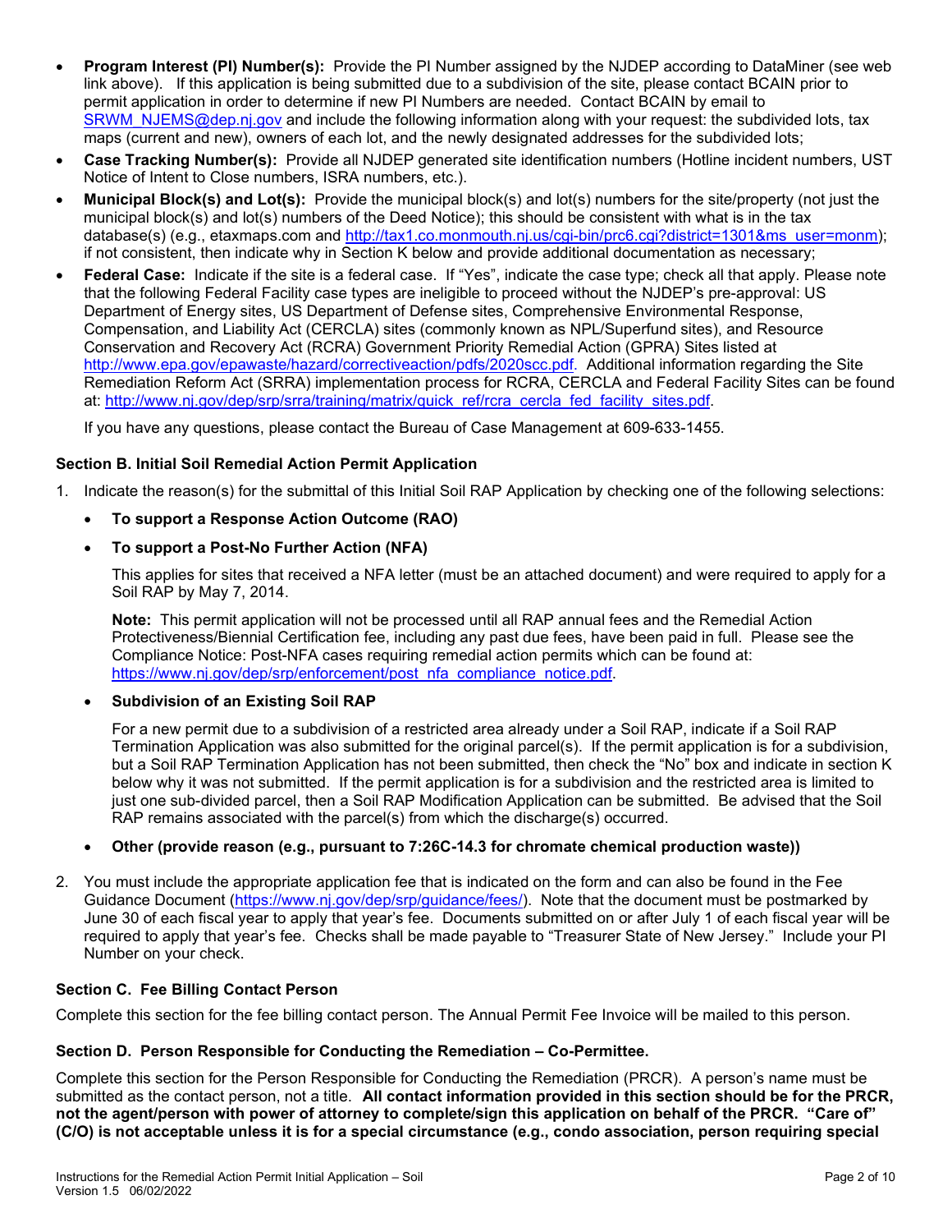- **Program Interest (PI) Number(s):** Provide the PI Number assigned by the NJDEP according to DataMiner (see web link above). If this application is being submitted due to a subdivision of the site, please contact BCAIN prior to permit application in order to determine if new PI Numbers are needed. Contact BCAIN by email to SRWM_NJEMS@dep.nj.gov and include the following information along with your request: the subdivided lots, tax maps (current and new), owners of each lot, and the newly designated addresses for the subdivided lots;
- **Case Tracking Number(s):** Provide all NJDEP generated site identification numbers (Hotline incident numbers, UST Notice of Intent to Close numbers, ISRA numbers, etc.).
- **Municipal Block(s) and Lot(s):** Provide the municipal block(s) and lot(s) numbers for the site/property (not just the municipal block(s) and lot(s) numbers of the Deed Notice); this should be consistent with what is in the tax database(s) (e.g., etaxmaps.com and http://tax1.co.monmouth.nj.us/cgi-bin/prc6.cgi?district=1301&ms_user=monm); if not consistent, then indicate why in Section K below and provide additional documentation as necessary;
- **Federal Case:** Indicate if the site is a federal case. If "Yes", indicate the case type; check all that apply. Please note that the following Federal Facility case types are ineligible to proceed without the NJDEP's pre-approval: US Department of Energy sites, US Department of Defense sites, Comprehensive Environmental Response, Compensation, and Liability Act (CERCLA) sites (commonly known as NPL/Superfund sites), and Resource Conservation and Recovery Act (RCRA) Government Priority Remedial Action (GPRA) Sites listed at http://www.epa.gov/epawaste/hazard/correctiveaction/pdfs/2020scc.pdf. Additional information regarding the Site Remediation Reform Act (SRRA) implementation process for RCRA, CERCLA and Federal Facility Sites can be found at: http://www.nj.gov/dep/srp/srra/training/matrix/quick_ref/rcra_cercla_fed_facility_sites.pdf.

  If you have any questions, please contact the Bureau of Case Management at 609-633-1455.

### Section B. Initial Soil Remedial Action Permit Application

1. Indicate the reason(s) for the submittal of this Initial Soil RAP Application by checking one of the following selections:

   - **To support a Response Action Outcome (RAO)**
   - **To support a Post-No Further Action (NFA)**

     This applies for sites that received a NFA letter (must be an attached document) and were required to apply for a Soil RAP by May 7, 2014.

     **Note:** This permit application will not be processed until all RAP annual fees and the Remedial Action Protectiveness/Biennial Certification fee, including any past due fees, have been paid in full. Please see the Compliance Notice: Post-NFA cases requiring remedial action permits which can be found at: https://www.nj.gov/dep/srp/enforcement/post_nfa_compliance_notice.pdf.

   - **Subdivision of an Existing Soil RAP**

     For a new permit due to a subdivision of a restricted area already under a Soil RAP, indicate if a Soil RAP Termination Application was also submitted for the original parcel(s). If the permit application is for a subdivision, but a Soil RAP Termination Application has not been submitted, then check the "No" box and indicate in section K below why it was not submitted. If the permit application is for a subdivision and the restricted area is limited to just one sub-divided parcel, then a Soil RAP Modification Application can be submitted. Be advised that the Soil RAP remains associated with the parcel(s) from which the discharge(s) occurred.

   - **Other (provide reason (e.g., pursuant to 7:26C-14.3 for chromate chemical production waste))**

2. You must include the appropriate application fee that is indicated on the form and can also be found in the Fee Guidance Document (https://www.nj.gov/dep/srp/guidance/fees/). Note that the document must be postmarked by June 30 of each fiscal year to apply that year's fee. Documents submitted on or after July 1 of each fiscal year will be required to apply that year's fee. Checks shall be made payable to "Treasurer State of New Jersey." Include your PI Number on your check.

### Section C. Fee Billing Contact Person

Complete this section for the fee billing contact person. The Annual Permit Fee Invoice will be mailed to this person.

### Section D. Person Responsible for Conducting the Remediation – Co-Permittee.

Complete this section for the Person Responsible for Conducting the Remediation (PRCR). A person's name must be submitted as the contact person, not a title. **All contact information provided in this section should be for the PRCR, not the agent/person with power of attorney to complete/sign this application on behalf of the PRCR. "Care of" (C/O) is not acceptable unless it is for a special circumstance (e.g., condo association, person requiring special**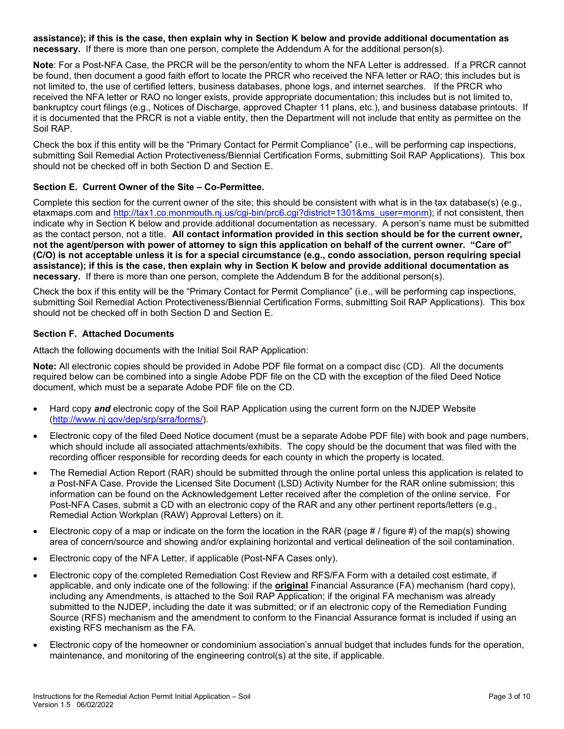**assistance); if this is the case, then explain why in Section K below and provide additional documentation as necessary.** If there is more than one person, complete the Addendum A for the additional person(s).

**Note**: For a Post-NFA Case, the PRCR will be the person/entity to whom the NFA Letter is addressed. If a PRCR cannot be found, then document a good faith effort to locate the PRCR who received the NFA letter or RAO; this includes but is not limited to, the use of certified letters, business databases, phone logs, and internet searches. If the PRCR who received the NFA letter or RAO no longer exists, provide appropriate documentation; this includes but is not limited to, bankruptcy court filings (e.g., Notices of Discharge, approved Chapter 11 plans, etc.), and business database printouts. If it is documented that the PRCR is not a viable entity, then the Department will not include that entity as permittee on the Soil RAP.

Check the box if this entity will be the "Primary Contact for Permit Compliance" (i.e., will be performing cap inspections, submitting Soil Remedial Action Protectiveness/Biennial Certification Forms, submitting Soil RAP Applications). This box should not be checked off in both Section D and Section E.

### Section E. Current Owner of the Site – Co-Permittee.

Complete this section for the current owner of the site; this should be consistent with what is in the tax database(s) (e.g., etaxmaps.com and http://tax1.co.monmouth.nj.us/cgi-bin/prc6.cgi?district=1301&ms_user=monm); if not consistent, then indicate why in Section K below and provide additional documentation as necessary. A person's name must be submitted as the contact person, not a title. **All contact information provided in this section should be for the current owner, not the agent/person with power of attorney to sign this application on behalf of the current owner. "Care of" (C/O) is not acceptable unless it is for a special circumstance (e.g., condo association, person requiring special assistance); if this is the case, then explain why in Section K below and provide additional documentation as necessary.** If there is more than one person, complete the Addendum B for the additional person(s).

Check the box if this entity will be the "Primary Contact for Permit Compliance" (i.e., will be performing cap inspections, submitting Soil Remedial Action Protectiveness/Biennial Certification Forms, submitting Soil RAP Applications). This box should not be checked off in both Section D and Section E.

### Section F. Attached Documents

Attach the following documents with the Initial Soil RAP Application:

**Note:** All electronic copies should be provided in Adobe PDF file format on a compact disc (CD). All the documents required below can be combined into a single Adobe PDF file on the CD with the exception of the filed Deed Notice document, which must be a separate Adobe PDF file on the CD.

- Hard copy ***and*** electronic copy of the Soil RAP Application using the current form on the NJDEP Website (http://www.nj.gov/dep/srp/srra/forms/).
- Electronic copy of the filed Deed Notice document (must be a separate Adobe PDF file) with book and page numbers, which should include all associated attachments/exhibits. The copy should be the document that was filed with the recording officer responsible for recording deeds for each county in which the property is located.
- The Remedial Action Report (RAR) should be submitted through the online portal unless this application is related to a Post-NFA Case. Provide the Licensed Site Document (LSD) Activity Number for the RAR online submission; this information can be found on the Acknowledgement Letter received after the completion of the online service. For Post-NFA Cases, submit a CD with an electronic copy of the RAR and any other pertinent reports/letters (e.g., Remedial Action Workplan (RAW) Approval Letters) on it.
- Electronic copy of a map or indicate on the form the location in the RAR (page # / figure #) of the map(s) showing area of concern/source and showing and/or explaining horizontal and vertical delineation of the soil contamination.
- Electronic copy of the NFA Letter, if applicable (Post-NFA Cases only).
- Electronic copy of the completed Remediation Cost Review and RFS/FA Form with a detailed cost estimate, if applicable, and only indicate one of the following: if the **original** Financial Assurance (FA) mechanism (hard copy), including any Amendments, is attached to the Soil RAP Application; if the original FA mechanism was already submitted to the NJDEP, including the date it was submitted; or if an electronic copy of the Remediation Funding Source (RFS) mechanism and the amendment to conform to the Financial Assurance format is included if using an existing RFS mechanism as the FA.
- Electronic copy of the homeowner or condominium association's annual budget that includes funds for the operation, maintenance, and monitoring of the engineering control(s) at the site, if applicable.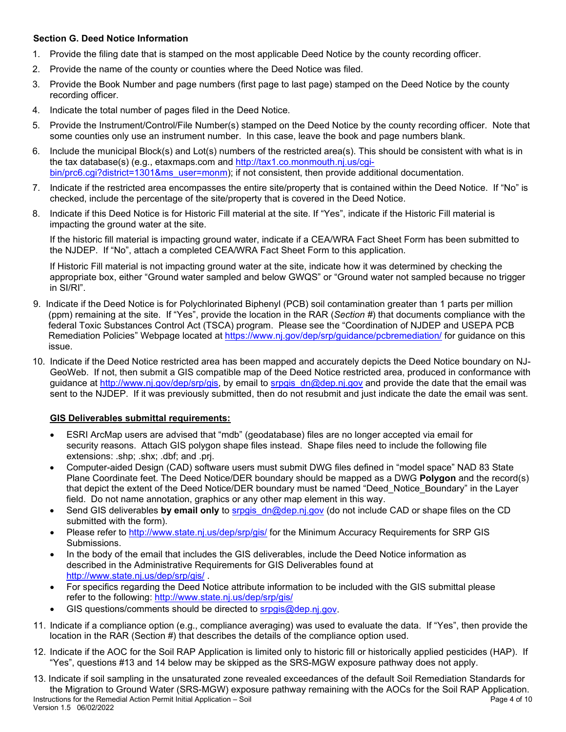### Section G. Deed Notice Information

1. Provide the filing date that is stamped on the most applicable Deed Notice by the county recording officer.
2. Provide the name of the county or counties where the Deed Notice was filed.
3. Provide the Book Number and page numbers (first page to last page) stamped on the Deed Notice by the county recording officer.
4. Indicate the total number of pages filed in the Deed Notice.
5. Provide the Instrument/Control/File Number(s) stamped on the Deed Notice by the county recording officer. Note that some counties only use an instrument number. In this case, leave the book and page numbers blank.
6. Include the municipal Block(s) and Lot(s) numbers of the restricted area(s). This should be consistent with what is in the tax database(s) (e.g., etaxmaps.com and http://tax1.co.monmouth.nj.us/cgi-bin/prc6.cgi?district=1301&ms_user=monm); if not consistent, then provide additional documentation.
7. Indicate if the restricted area encompasses the entire site/property that is contained within the Deed Notice. If "No" is checked, include the percentage of the site/property that is covered in the Deed Notice.
8. Indicate if this Deed Notice is for Historic Fill material at the site. If "Yes", indicate if the Historic Fill material is impacting the ground water at the site.

   If the historic fill material is impacting ground water, indicate if a CEA/WRA Fact Sheet Form has been submitted to the NJDEP. If "No", attach a completed CEA/WRA Fact Sheet Form to this application.

   If Historic Fill material is not impacting ground water at the site, indicate how it was determined by checking the appropriate box, either "Ground water sampled and below GWQS" or "Ground water not sampled because no trigger in SI/RI".
9. Indicate if the Deed Notice is for Polychlorinated Biphenyl (PCB) soil contamination greater than 1 parts per million (ppm) remaining at the site. If "Yes", provide the location in the RAR (*Section #*) that documents compliance with the federal Toxic Substances Control Act (TSCA) program. Please see the "Coordination of NJDEP and USEPA PCB Remediation Policies" Webpage located at https://www.nj.gov/dep/srp/guidance/pcbremediation/ for guidance on this issue.
10. Indicate if the Deed Notice restricted area has been mapped and accurately depicts the Deed Notice boundary on NJ-GeoWeb. If not, then submit a GIS compatible map of the Deed Notice restricted area, produced in conformance with guidance at http://www.nj.gov/dep/srp/gis, by email to srpgis_dn@dep.nj.gov and provide the date that the email was sent to the NJDEP. If it was previously submitted, then do not resubmit and just indicate the date the email was sent.

    **GIS Deliverables submittal requirements:**

    - ESRI ArcMap users are advised that "mdb" (geodatabase) files are no longer accepted via email for security reasons. Attach GIS polygon shape files instead. Shape files need to include the following file extensions: .shp; .shx; .dbf; and .prj.
    - Computer-aided Design (CAD) software users must submit DWG files defined in "model space" NAD 83 State Plane Coordinate feet. The Deed Notice/DER boundary should be mapped as a DWG **Polygon** and the record(s) that depict the extent of the Deed Notice/DER boundary must be named "Deed_Notice_Boundary" in the Layer field. Do not name annotation, graphics or any other map element in this way.
    - Send GIS deliverables **by email only** to srpgis_dn@dep.nj.gov (do not include CAD or shape files on the CD submitted with the form).
    - Please refer to http://www.state.nj.us/dep/srp/gis/ for the Minimum Accuracy Requirements for SRP GIS Submissions.
    - In the body of the email that includes the GIS deliverables, include the Deed Notice information as described in the Administrative Requirements for GIS Deliverables found at http://www.state.nj.us/dep/srp/gis/ .
    - For specifics regarding the Deed Notice attribute information to be included with the GIS submittal please refer to the following: http://www.state.nj.us/dep/srp/gis/
    - GIS questions/comments should be directed to srpgis@dep.nj.gov.
11. Indicate if a compliance option (e.g., compliance averaging) was used to evaluate the data. If "Yes", then provide the location in the RAR (Section #) that describes the details of the compliance option used.
12. Indicate if the AOC for the Soil RAP Application is limited only to historic fill or historically applied pesticides (HAP). If "Yes", questions #13 and 14 below may be skipped as the SRS-MGW exposure pathway does not apply.
13. Indicate if soil sampling in the unsaturated zone revealed exceedances of the default Soil Remediation Standards for the Migration to Ground Water (SRS-MGW) exposure pathway remaining with the AOCs for the Soil RAP Application.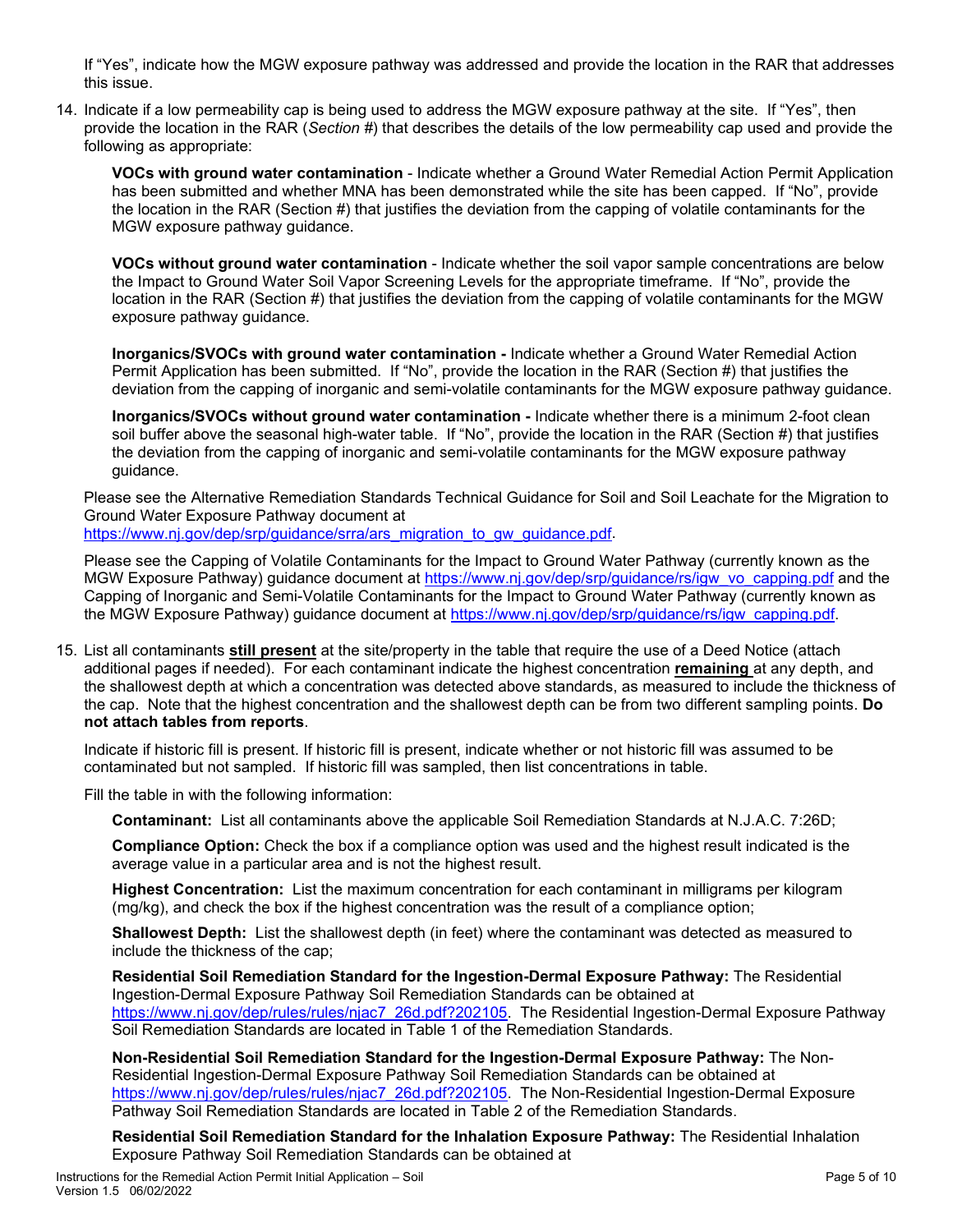If "Yes", indicate how the MGW exposure pathway was addressed and provide the location in the RAR that addresses this issue.

14. Indicate if a low permeability cap is being used to address the MGW exposure pathway at the site. If "Yes", then provide the location in the RAR (*Section #*) that describes the details of the low permeability cap used and provide the following as appropriate:

    **VOCs with ground water contamination** - Indicate whether a Ground Water Remedial Action Permit Application has been submitted and whether MNA has been demonstrated while the site has been capped. If "No", provide the location in the RAR (Section #) that justifies the deviation from the capping of volatile contaminants for the MGW exposure pathway guidance.

    **VOCs without ground water contamination** - Indicate whether the soil vapor sample concentrations are below the Impact to Ground Water Soil Vapor Screening Levels for the appropriate timeframe. If "No", provide the location in the RAR (Section #) that justifies the deviation from the capping of volatile contaminants for the MGW exposure pathway guidance.

    **Inorganics/SVOCs with ground water contamination -** Indicate whether a Ground Water Remedial Action Permit Application has been submitted. If "No", provide the location in the RAR (Section #) that justifies the deviation from the capping of inorganic and semi-volatile contaminants for the MGW exposure pathway guidance.

    **Inorganics/SVOCs without ground water contamination -** Indicate whether there is a minimum 2-foot clean soil buffer above the seasonal high-water table. If "No", provide the location in the RAR (Section #) that justifies the deviation from the capping of inorganic and semi-volatile contaminants for the MGW exposure pathway guidance.

    Please see the Alternative Remediation Standards Technical Guidance for Soil and Soil Leachate for the Migration to Ground Water Exposure Pathway document at https://www.nj.gov/dep/srp/guidance/srra/ars_migration_to_gw_guidance.pdf.

    Please see the Capping of Volatile Contaminants for the Impact to Ground Water Pathway (currently known as the MGW Exposure Pathway) guidance document at https://www.nj.gov/dep/srp/guidance/rs/igw_vo_capping.pdf and the Capping of Inorganic and Semi-Volatile Contaminants for the Impact to Ground Water Pathway (currently known as the MGW Exposure Pathway) guidance document at https://www.nj.gov/dep/srp/guidance/rs/igw_capping.pdf.

15. List all contaminants **still present** at the site/property in the table that require the use of a Deed Notice (attach additional pages if needed). For each contaminant indicate the highest concentration **remaining** at any depth, and the shallowest depth at which a concentration was detected above standards, as measured to include the thickness of the cap. Note that the highest concentration and the shallowest depth can be from two different sampling points. **Do not attach tables from reports**.

    Indicate if historic fill is present. If historic fill is present, indicate whether or not historic fill was assumed to be contaminated but not sampled. If historic fill was sampled, then list concentrations in table.

    Fill the table in with the following information:

    **Contaminant:** List all contaminants above the applicable Soil Remediation Standards at N.J.A.C. 7:26D;

    **Compliance Option:** Check the box if a compliance option was used and the highest result indicated is the average value in a particular area and is not the highest result.

    **Highest Concentration:** List the maximum concentration for each contaminant in milligrams per kilogram (mg/kg), and check the box if the highest concentration was the result of a compliance option;

    **Shallowest Depth:** List the shallowest depth (in feet) where the contaminant was detected as measured to include the thickness of the cap;

    **Residential Soil Remediation Standard for the Ingestion-Dermal Exposure Pathway:** The Residential Ingestion-Dermal Exposure Pathway Soil Remediation Standards can be obtained at https://www.nj.gov/dep/rules/rules/njac7_26d.pdf?202105. The Residential Ingestion-Dermal Exposure Pathway Soil Remediation Standards are located in Table 1 of the Remediation Standards.

    **Non-Residential Soil Remediation Standard for the Ingestion-Dermal Exposure Pathway:** The Non-Residential Ingestion-Dermal Exposure Pathway Soil Remediation Standards can be obtained at https://www.nj.gov/dep/rules/rules/njac7_26d.pdf?202105. The Non-Residential Ingestion-Dermal Exposure Pathway Soil Remediation Standards are located in Table 2 of the Remediation Standards.

    **Residential Soil Remediation Standard for the Inhalation Exposure Pathway:** The Residential Inhalation Exposure Pathway Soil Remediation Standards can be obtained at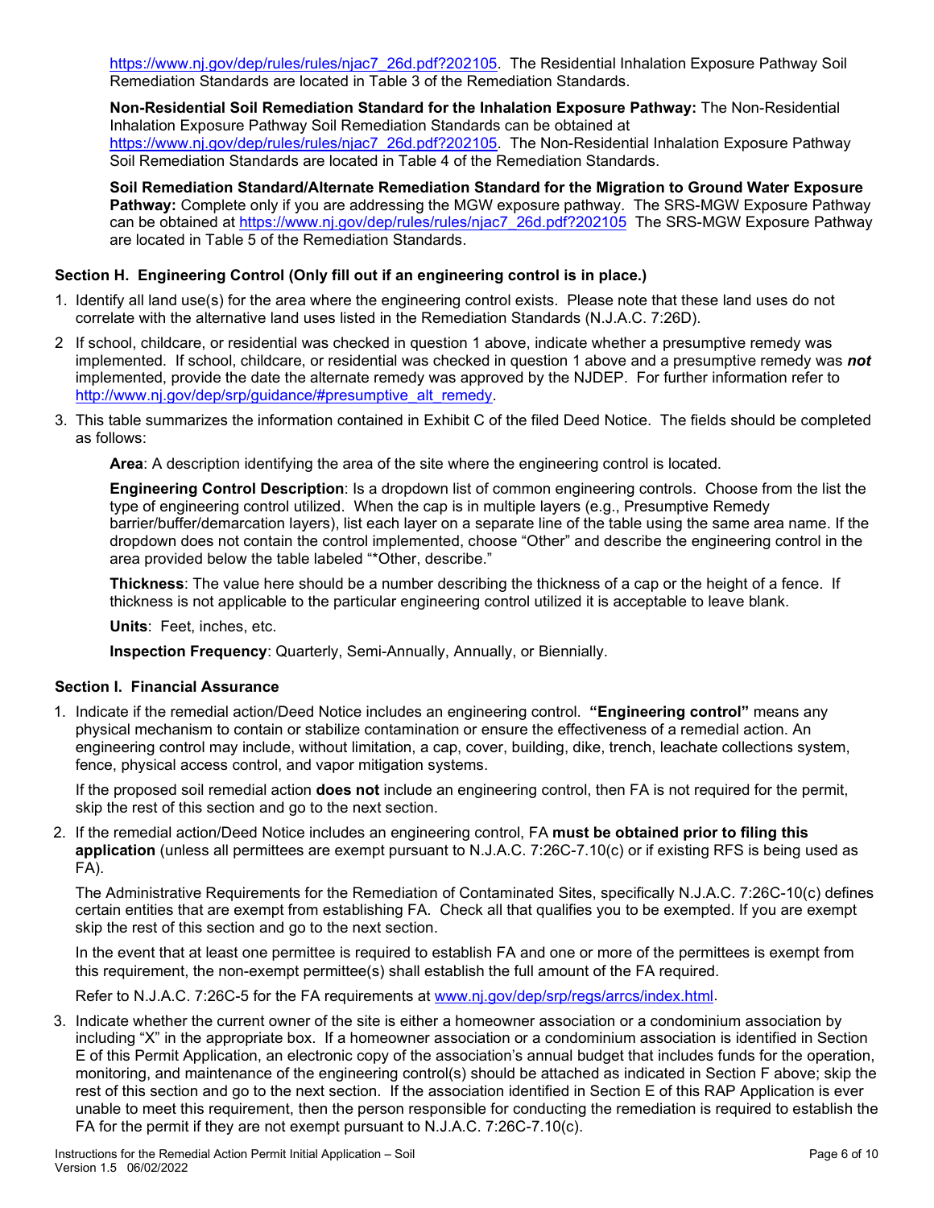https://www.nj.gov/dep/rules/rules/njac7_26d.pdf?202105. The Residential Inhalation Exposure Pathway Soil Remediation Standards are located in Table 3 of the Remediation Standards.

**Non-Residential Soil Remediation Standard for the Inhalation Exposure Pathway:** The Non-Residential Inhalation Exposure Pathway Soil Remediation Standards can be obtained at https://www.nj.gov/dep/rules/rules/njac7_26d.pdf?202105. The Non-Residential Inhalation Exposure Pathway Soil Remediation Standards are located in Table 4 of the Remediation Standards.

**Soil Remediation Standard/Alternate Remediation Standard for the Migration to Ground Water Exposure Pathway:** Complete only if you are addressing the MGW exposure pathway. The SRS-MGW Exposure Pathway can be obtained at https://www.nj.gov/dep/rules/rules/njac7_26d.pdf?202105 The SRS-MGW Exposure Pathway are located in Table 5 of the Remediation Standards.

### Section H. Engineering Control (Only fill out if an engineering control is in place.)

1. Identify all land use(s) for the area where the engineering control exists. Please note that these land uses do not correlate with the alternative land uses listed in the Remediation Standards (N.J.A.C. 7:26D).
2. If school, childcare, or residential was checked in question 1 above, indicate whether a presumptive remedy was implemented. If school, childcare, or residential was checked in question 1 above and a presumptive remedy was ***not*** implemented, provide the date the alternate remedy was approved by the NJDEP. For further information refer to http://www.nj.gov/dep/srp/guidance/#presumptive_alt_remedy.
3. This table summarizes the information contained in Exhibit C of the filed Deed Notice. The fields should be completed as follows:

   **Area**: A description identifying the area of the site where the engineering control is located.

   **Engineering Control Description**: Is a dropdown list of common engineering controls. Choose from the list the type of engineering control utilized. When the cap is in multiple layers (e.g., Presumptive Remedy barrier/buffer/demarcation layers), list each layer on a separate line of the table using the same area name. If the dropdown does not contain the control implemented, choose "Other" and describe the engineering control in the area provided below the table labeled "*Other, describe."

   **Thickness**: The value here should be a number describing the thickness of a cap or the height of a fence. If thickness is not applicable to the particular engineering control utilized it is acceptable to leave blank.

   **Units**: Feet, inches, etc.

   **Inspection Frequency**: Quarterly, Semi-Annually, Annually, or Biennially.

### Section I. Financial Assurance

1. Indicate if the remedial action/Deed Notice includes an engineering control. **"Engineering control"** means any physical mechanism to contain or stabilize contamination or ensure the effectiveness of a remedial action. An engineering control may include, without limitation, a cap, cover, building, dike, trench, leachate collections system, fence, physical access control, and vapor mitigation systems.

   If the proposed soil remedial action **does not** include an engineering control, then FA is not required for the permit, skip the rest of this section and go to the next section.

2. If the remedial action/Deed Notice includes an engineering control, FA **must be obtained prior to filing this application** (unless all permittees are exempt pursuant to N.J.A.C. 7:26C-7.10(c) or if existing RFS is being used as FA).

   The Administrative Requirements for the Remediation of Contaminated Sites, specifically N.J.A.C. 7:26C-10(c) defines certain entities that are exempt from establishing FA. Check all that qualifies you to be exempted. If you are exempt skip the rest of this section and go to the next section.

   In the event that at least one permittee is required to establish FA and one or more of the permittees is exempt from this requirement, the non-exempt permittee(s) shall establish the full amount of the FA required.

   Refer to N.J.A.C. 7:26C-5 for the FA requirements at www.nj.gov/dep/srp/regs/arrcs/index.html.

3. Indicate whether the current owner of the site is either a homeowner association or a condominium association by including "X" in the appropriate box. If a homeowner association or a condominium association is identified in Section E of this Permit Application, an electronic copy of the association's annual budget that includes funds for the operation, monitoring, and maintenance of the engineering control(s) should be attached as indicated in Section F above; skip the rest of this section and go to the next section. If the association identified in Section E of this RAP Application is ever unable to meet this requirement, then the person responsible for conducting the remediation is required to establish the FA for the permit if they are not exempt pursuant to N.J.A.C. 7:26C-7.10(c).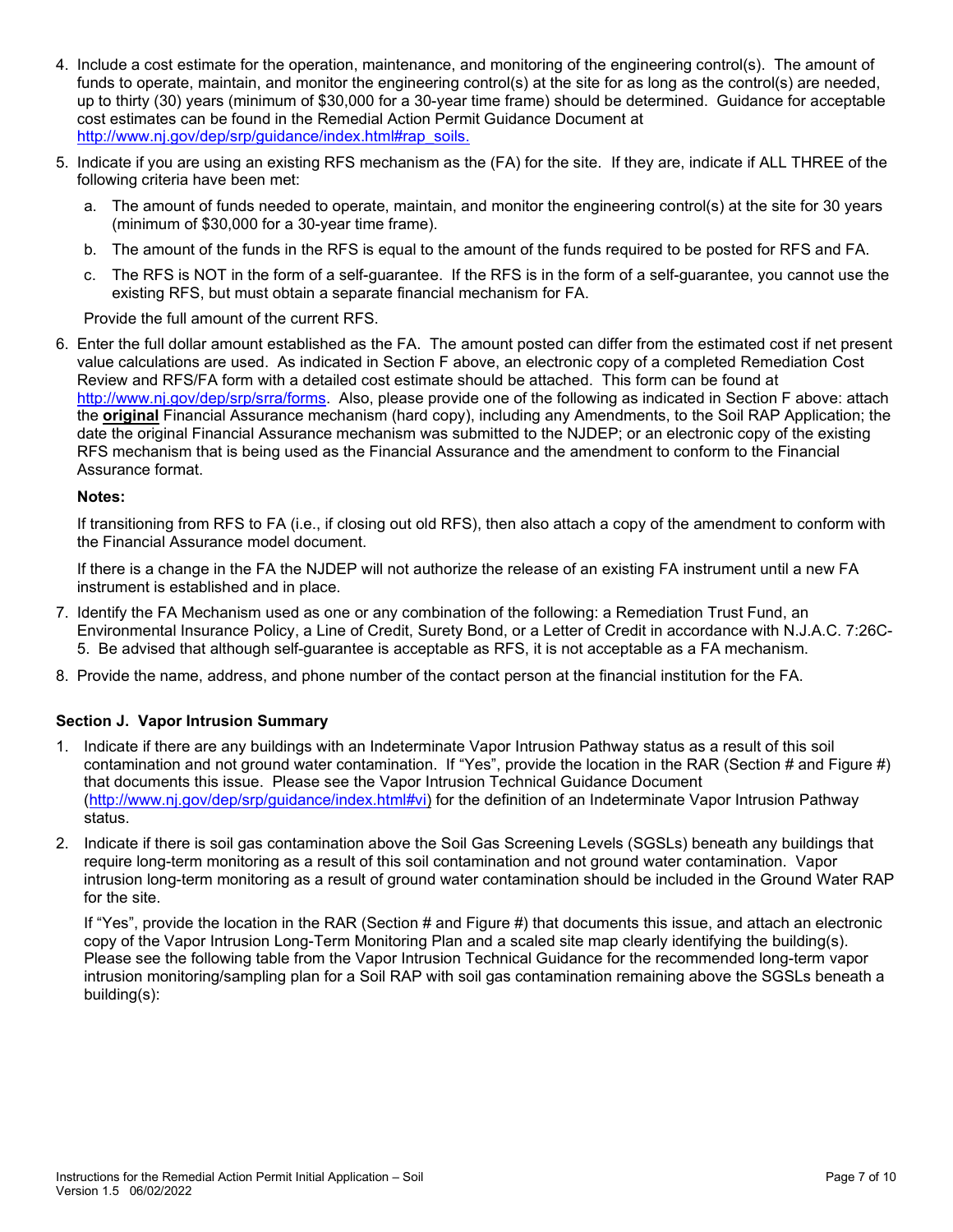4. Include a cost estimate for the operation, maintenance, and monitoring of the engineering control(s). The amount of funds to operate, maintain, and monitor the engineering control(s) at the site for as long as the control(s) are needed, up to thirty (30) years (minimum of $30,000 for a 30-year time frame) should be determined. Guidance for acceptable cost estimates can be found in the Remedial Action Permit Guidance Document at http://www.nj.gov/dep/srp/guidance/index.html#rap_soils.

5. Indicate if you are using an existing RFS mechanism as the (FA) for the site. If they are, indicate if ALL THREE of the following criteria have been met:

   a. The amount of funds needed to operate, maintain, and monitor the engineering control(s) at the site for 30 years (minimum of $30,000 for a 30-year time frame).

   b. The amount of the funds in the RFS is equal to the amount of the funds required to be posted for RFS and FA.

   c. The RFS is NOT in the form of a self-guarantee. If the RFS is in the form of a self-guarantee, you cannot use the existing RFS, but must obtain a separate financial mechanism for FA.

   Provide the full amount of the current RFS.

6. Enter the full dollar amount established as the FA. The amount posted can differ from the estimated cost if net present value calculations are used. As indicated in Section F above, an electronic copy of a completed Remediation Cost Review and RFS/FA form with a detailed cost estimate should be attached. This form can be found at http://www.nj.gov/dep/srp/srra/forms. Also, please provide one of the following as indicated in Section F above: attach the **original** Financial Assurance mechanism (hard copy), including any Amendments, to the Soil RAP Application; the date the original Financial Assurance mechanism was submitted to the NJDEP; or an electronic copy of the existing RFS mechanism that is being used as the Financial Assurance and the amendment to conform to the Financial Assurance format.

   **Notes:**

   If transitioning from RFS to FA (i.e., if closing out old RFS), then also attach a copy of the amendment to conform with the Financial Assurance model document.

   If there is a change in the FA the NJDEP will not authorize the release of an existing FA instrument until a new FA instrument is established and in place.

7. Identify the FA Mechanism used as one or any combination of the following: a Remediation Trust Fund, an Environmental Insurance Policy, a Line of Credit, Surety Bond, or a Letter of Credit in accordance with N.J.A.C. 7:26C-5. Be advised that although self-guarantee is acceptable as RFS, it is not acceptable as a FA mechanism.

8. Provide the name, address, and phone number of the contact person at the financial institution for the FA.

### Section J. Vapor Intrusion Summary

1. Indicate if there are any buildings with an Indeterminate Vapor Intrusion Pathway status as a result of this soil contamination and not ground water contamination. If "Yes", provide the location in the RAR (Section # and Figure #) that documents this issue. Please see the Vapor Intrusion Technical Guidance Document (http://www.nj.gov/dep/srp/guidance/index.html#vi) for the definition of an Indeterminate Vapor Intrusion Pathway status.

2. Indicate if there is soil gas contamination above the Soil Gas Screening Levels (SGSLs) beneath any buildings that require long-term monitoring as a result of this soil contamination and not ground water contamination. Vapor intrusion long-term monitoring as a result of ground water contamination should be included in the Ground Water RAP for the site.

   If "Yes", provide the location in the RAR (Section # and Figure #) that documents this issue, and attach an electronic copy of the Vapor Intrusion Long-Term Monitoring Plan and a scaled site map clearly identifying the building(s). Please see the following table from the Vapor Intrusion Technical Guidance for the recommended long-term vapor intrusion monitoring/sampling plan for a Soil RAP with soil gas contamination remaining above the SGSLs beneath a building(s):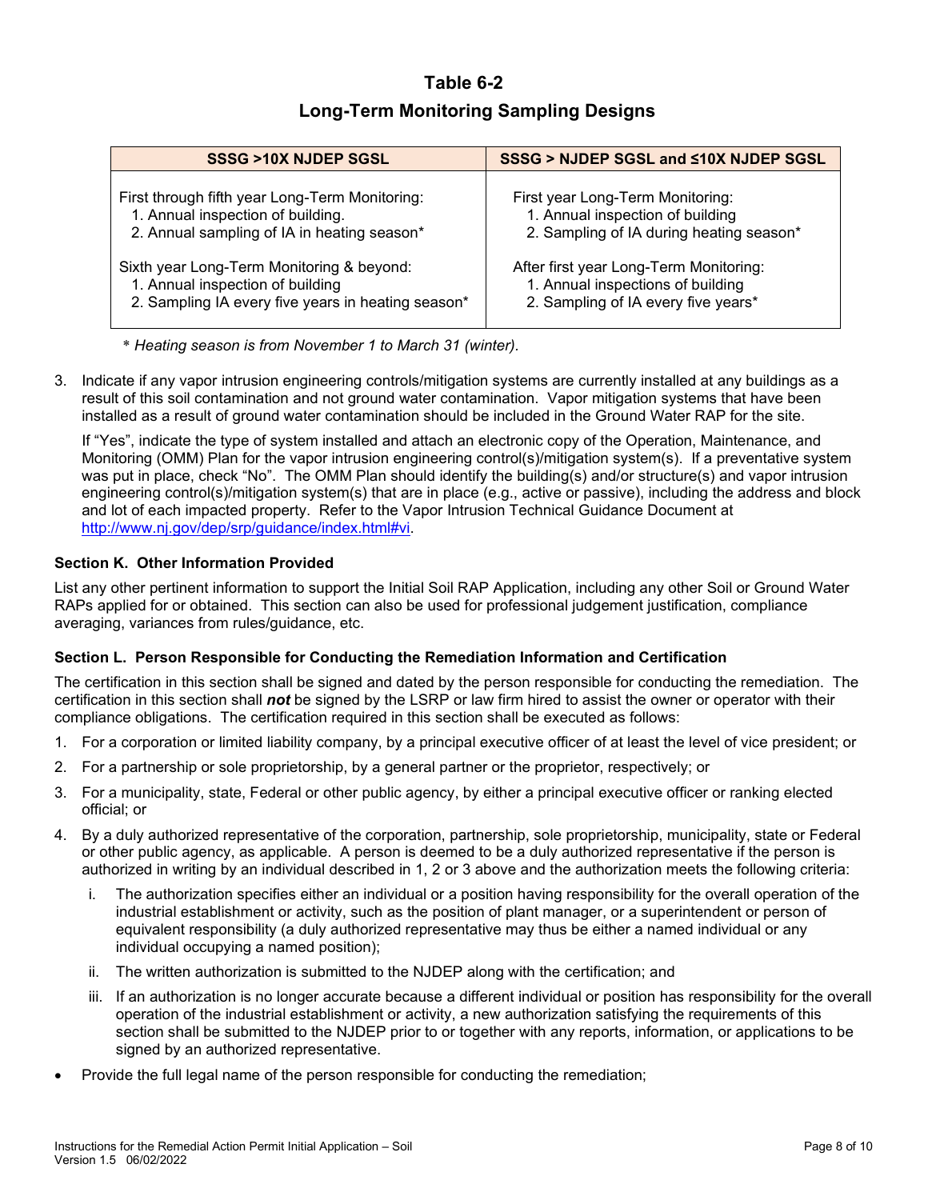## Table 6-2

## Long-Term Monitoring Sampling Designs

| SSSG >10X NJDEP SGSL | SSSG > NJDEP SGSL and ≤10X NJDEP SGSL |
|---|---|
| First through fifth year Long-Term Monitoring:<br>1. Annual inspection of building.<br>2. Annual sampling of IA in heating season*<br><br>Sixth year Long-Term Monitoring & beyond:<br>1. Annual inspection of building<br>2. Sampling IA every five years in heating season* | First year Long-Term Monitoring:<br>1. Annual inspection of building<br>2. Sampling of IA during heating season*<br><br>After first year Long-Term Monitoring:<br>1. Annual inspections of building<br>2. Sampling of IA every five years* |

\* *Heating season is from November 1 to March 31 (winter).*

3. Indicate if any vapor intrusion engineering controls/mitigation systems are currently installed at any buildings as a result of this soil contamination and not ground water contamination. Vapor mitigation systems that have been installed as a result of ground water contamination should be included in the Ground Water RAP for the site.

   If "Yes", indicate the type of system installed and attach an electronic copy of the Operation, Maintenance, and Monitoring (OMM) Plan for the vapor intrusion engineering control(s)/mitigation system(s). If a preventative system was put in place, check "No". The OMM Plan should identify the building(s) and/or structure(s) and vapor intrusion engineering control(s)/mitigation system(s) that are in place (e.g., active or passive), including the address and block and lot of each impacted property. Refer to the Vapor Intrusion Technical Guidance Document at http://www.nj.gov/dep/srp/guidance/index.html#vi.

### Section K. Other Information Provided

List any other pertinent information to support the Initial Soil RAP Application, including any other Soil or Ground Water RAPs applied for or obtained. This section can also be used for professional judgement justification, compliance averaging, variances from rules/guidance, etc.

### Section L. Person Responsible for Conducting the Remediation Information and Certification

The certification in this section shall be signed and dated by the person responsible for conducting the remediation. The certification in this section shall ***not*** be signed by the LSRP or law firm hired to assist the owner or operator with their compliance obligations. The certification required in this section shall be executed as follows:

1. For a corporation or limited liability company, by a principal executive officer of at least the level of vice president; or
2. For a partnership or sole proprietorship, by a general partner or the proprietor, respectively; or
3. For a municipality, state, Federal or other public agency, by either a principal executive officer or ranking elected official; or
4. By a duly authorized representative of the corporation, partnership, sole proprietorship, municipality, state or Federal or other public agency, as applicable. A person is deemed to be a duly authorized representative if the person is authorized in writing by an individual described in 1, 2 or 3 above and the authorization meets the following criteria:
   i. The authorization specifies either an individual or a position having responsibility for the overall operation of the industrial establishment or activity, such as the position of plant manager, or a superintendent or person of equivalent responsibility (a duly authorized representative may thus be either a named individual or any individual occupying a named position);
   ii. The written authorization is submitted to the NJDEP along with the certification; and
   iii. If an authorization is no longer accurate because a different individual or position has responsibility for the overall operation of the industrial establishment or activity, a new authorization satisfying the requirements of this section shall be submitted to the NJDEP prior to or together with any reports, information, or applications to be signed by an authorized representative.

- Provide the full legal name of the person responsible for conducting the remediation;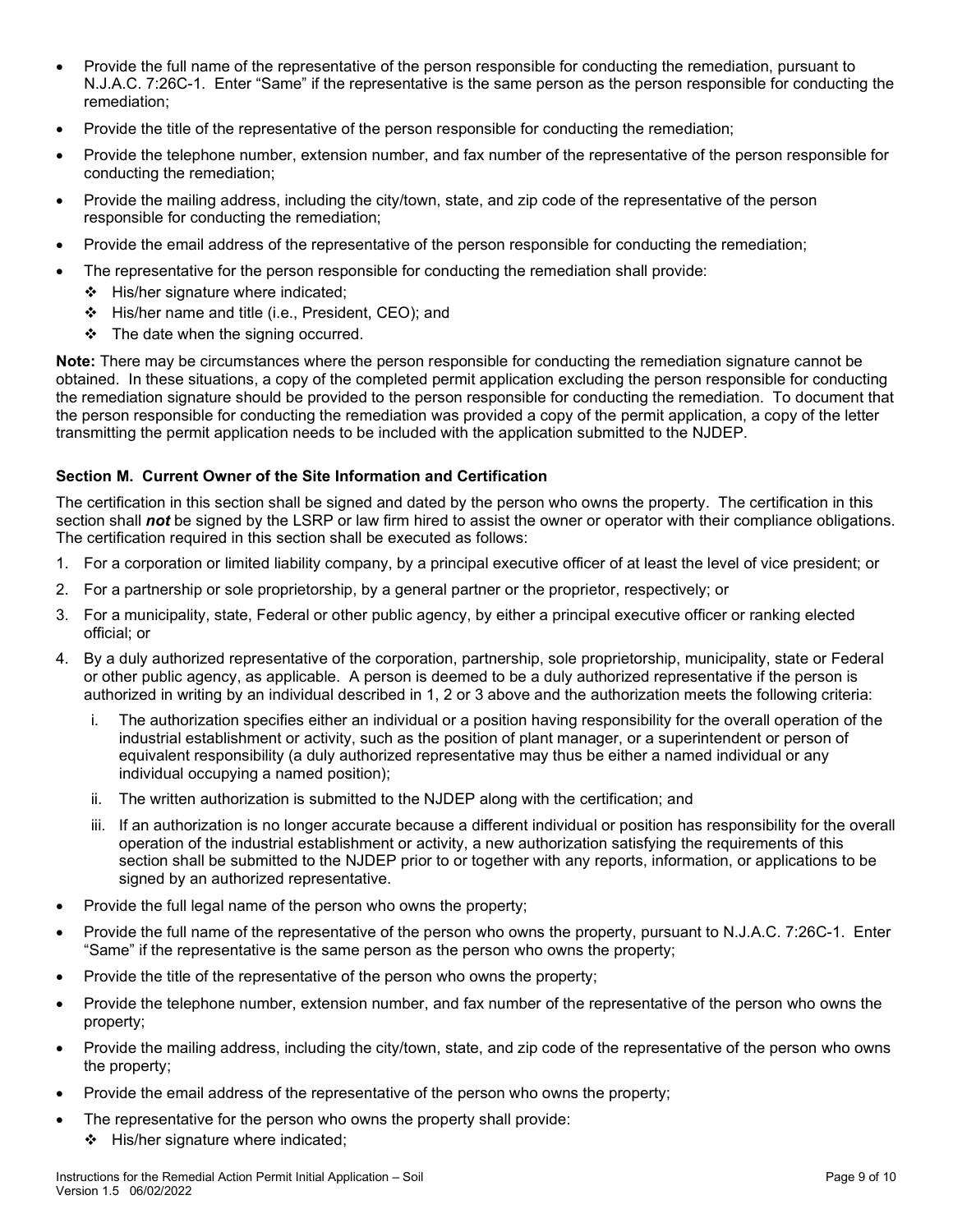- Provide the full name of the representative of the person responsible for conducting the remediation, pursuant to N.J.A.C. 7:26C-1. Enter "Same" if the representative is the same person as the person responsible for conducting the remediation;
- Provide the title of the representative of the person responsible for conducting the remediation;
- Provide the telephone number, extension number, and fax number of the representative of the person responsible for conducting the remediation;
- Provide the mailing address, including the city/town, state, and zip code of the representative of the person responsible for conducting the remediation;
- Provide the email address of the representative of the person responsible for conducting the remediation;
- The representative for the person responsible for conducting the remediation shall provide:
  - His/her signature where indicated;
  - His/her name and title (i.e., President, CEO); and
  - The date when the signing occurred.

**Note:** There may be circumstances where the person responsible for conducting the remediation signature cannot be obtained. In these situations, a copy of the completed permit application excluding the person responsible for conducting the remediation signature should be provided to the person responsible for conducting the remediation. To document that the person responsible for conducting the remediation was provided a copy of the permit application, a copy of the letter transmitting the permit application needs to be included with the application submitted to the NJDEP.

### Section M. Current Owner of the Site Information and Certification

The certification in this section shall be signed and dated by the person who owns the property. The certification in this section shall ***not*** be signed by the LSRP or law firm hired to assist the owner or operator with their compliance obligations. The certification required in this section shall be executed as follows:

1. For a corporation or limited liability company, by a principal executive officer of at least the level of vice president; or
2. For a partnership or sole proprietorship, by a general partner or the proprietor, respectively; or
3. For a municipality, state, Federal or other public agency, by either a principal executive officer or ranking elected official; or
4. By a duly authorized representative of the corporation, partnership, sole proprietorship, municipality, state or Federal or other public agency, as applicable. A person is deemed to be a duly authorized representative if the person is authorized in writing by an individual described in 1, 2 or 3 above and the authorization meets the following criteria:
   i. The authorization specifies either an individual or a position having responsibility for the overall operation of the industrial establishment or activity, such as the position of plant manager, or a superintendent or person of equivalent responsibility (a duly authorized representative may thus be either a named individual or any individual occupying a named position);
   ii. The written authorization is submitted to the NJDEP along with the certification; and
   iii. If an authorization is no longer accurate because a different individual or position has responsibility for the overall operation of the industrial establishment or activity, a new authorization satisfying the requirements of this section shall be submitted to the NJDEP prior to or together with any reports, information, or applications to be signed by an authorized representative.

- Provide the full legal name of the person who owns the property;
- Provide the full name of the representative of the person who owns the property, pursuant to N.J.A.C. 7:26C-1. Enter "Same" if the representative is the same person as the person who owns the property;
- Provide the title of the representative of the person who owns the property;
- Provide the telephone number, extension number, and fax number of the representative of the person who owns the property;
- Provide the mailing address, including the city/town, state, and zip code of the representative of the person who owns the property;
- Provide the email address of the representative of the person who owns the property;
- The representative for the person who owns the property shall provide:
  - His/her signature where indicated;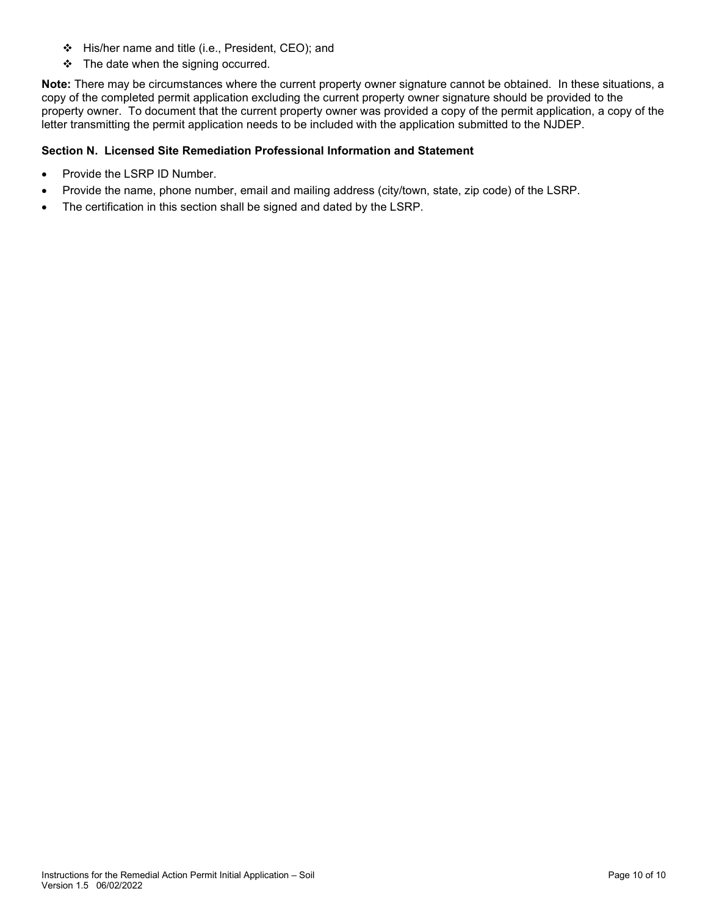- His/her name and title (i.e., President, CEO); and
- The date when the signing occurred.

**Note:** There may be circumstances where the current property owner signature cannot be obtained. In these situations, a copy of the completed permit application excluding the current property owner signature should be provided to the property owner. To document that the current property owner was provided a copy of the permit application, a copy of the letter transmitting the permit application needs to be included with the application submitted to the NJDEP.

**Section N. Licensed Site Remediation Professional Information and Statement**

- Provide the LSRP ID Number.
- Provide the name, phone number, email and mailing address (city/town, state, zip code) of the LSRP.
- The certification in this section shall be signed and dated by the LSRP.